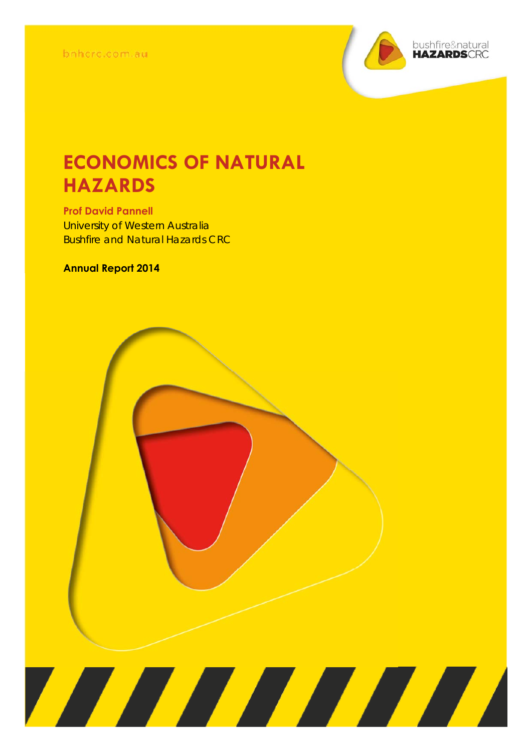bnhcrc.com.au

# ECONOMICS OF NATURAL HAZARDS

**Prof David Pannell**

University of Western Australia

Bushfire and Natural Hazards CRC

**Annual Report 2014**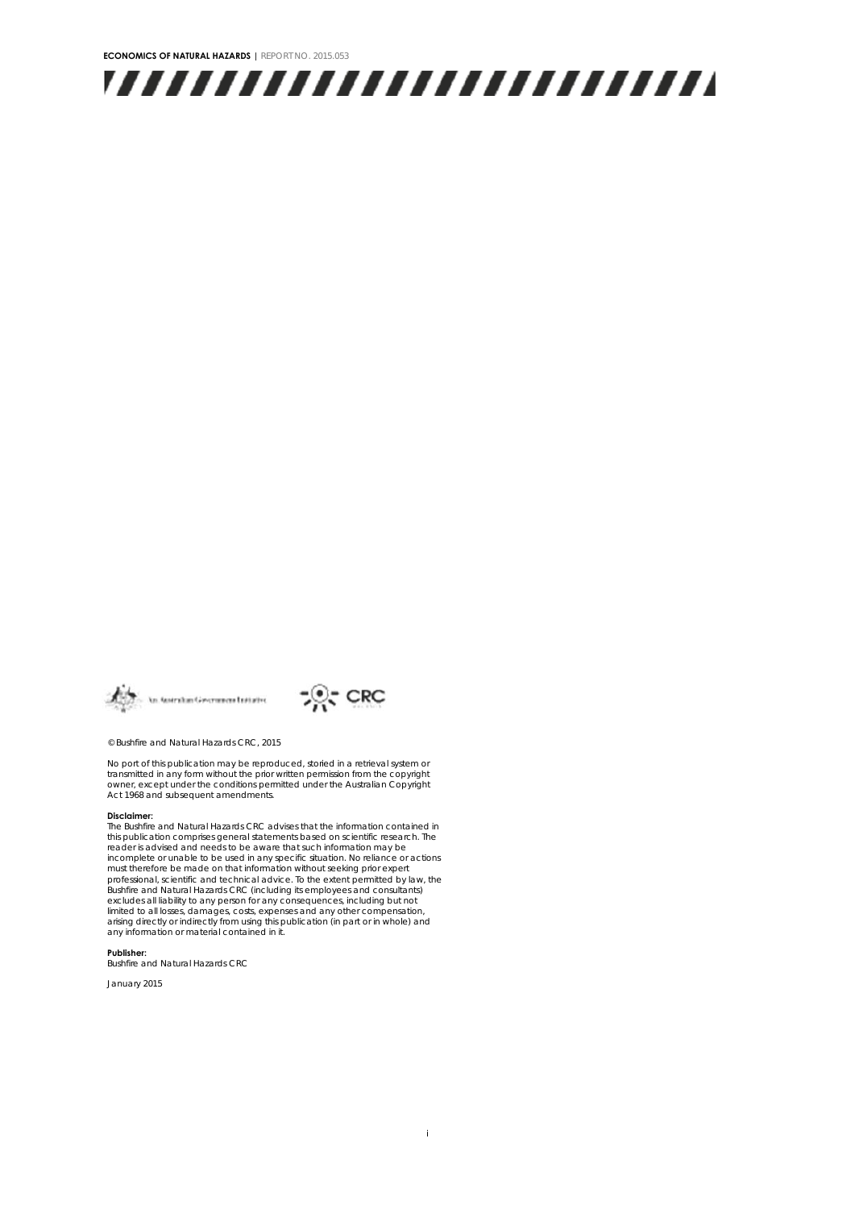© Bushfire and Natural Hazards CRC, 2015

No part of this publication may be reproduced, stored in a retrieval system or transmitted in any form without the prior written permission from the copyright owner, except under the conditions permitted under the Australian Copyright Act 1968 and subsequent amendments.

**Disclaimer:**
The Bushfire and Natural Hazards CRC advises that the information contained in this publication comprises general statements based on scientific research. The reader is advised and needs to be aware that such information may be incomplete or unable to be used in any specific situation. No reliance or actions must therefore be made on that information without seeking prior expert professional, scientific and technical advice. To the extent permitted by law, the Bushfire and Natural Hazards CRC (including its employees and consultants) excludes all liability to any person for any consequences, including but not limited to all losses, damages, costs, expenses and any other compensation, arising directly or indirectly from using this publication (in part or in whole) and any information or material contained in it.

**Publisher:**
Bushfire and Natural Hazards CRC

January 2015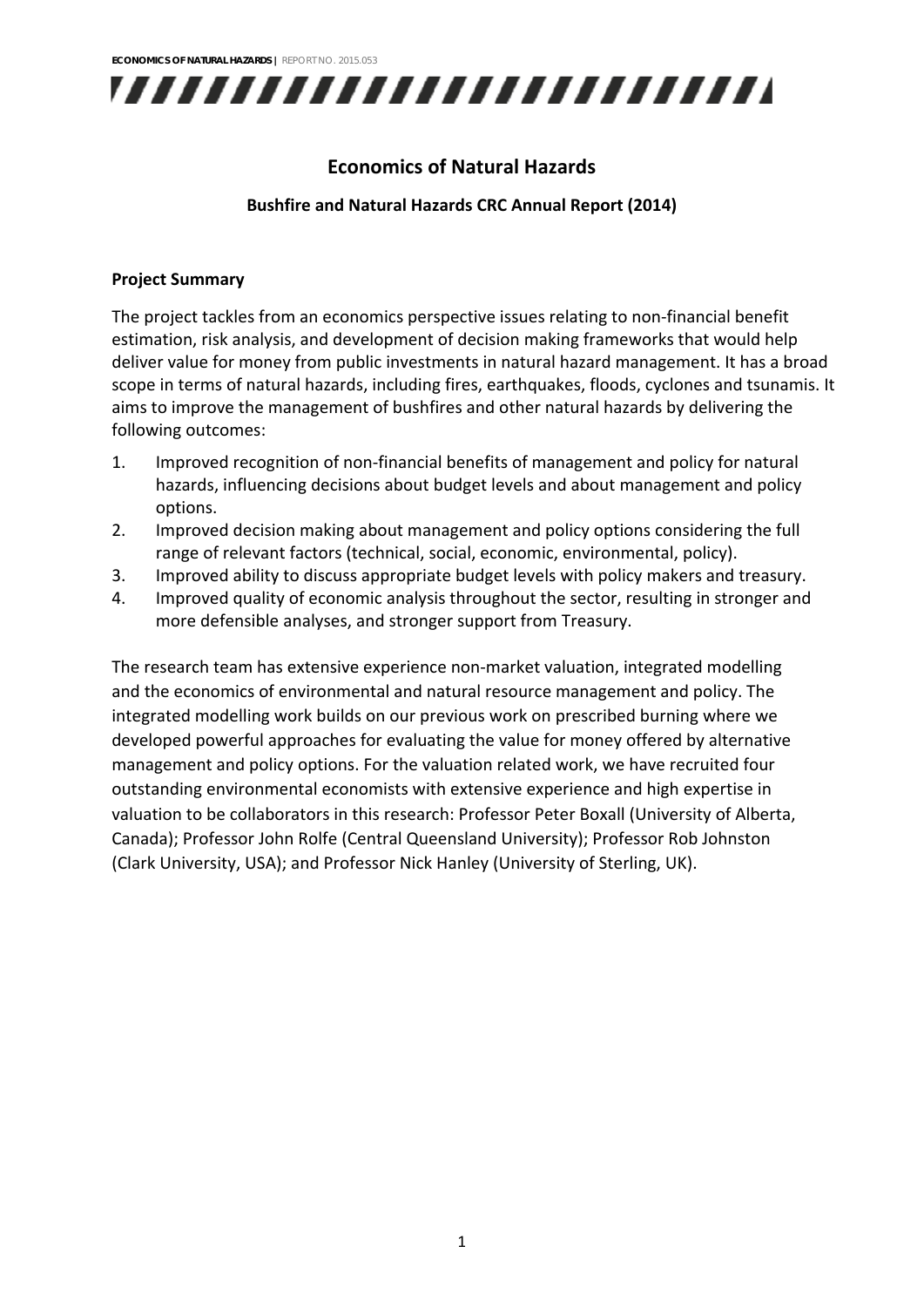# Economics of Natural Hazards

### Bushfire and Natural Hazards CRC Annual Report (2014)

**Project Summary**

The project tackles from an economics perspective issues relating to non-financial benefit estimation, risk analysis, and development of decision making frameworks that would help deliver value for money from public investments in natural hazard management. It has a broad scope in terms of natural hazards, including fires, earthquakes, floods, cyclones and tsunamis. It aims to improve the management of bushfires and other natural hazards by delivering the following outcomes:

1. Improved recognition of non-financial benefits of management and policy for natural hazards, influencing decisions about budget levels and about management and policy options.
2. Improved decision making about management and policy options considering the full range of relevant factors (technical, social, economic, environmental, policy).
3. Improved ability to discuss appropriate budget levels with policy makers and treasury.
4. Improved quality of economic analysis throughout the sector, resulting in stronger and more defensible analyses, and stronger support from Treasury.

The research team has extensive experience non-market valuation, integrated modelling and the economics of environmental and natural resource management and policy. The integrated modelling work builds on our previous work on prescribed burning where we developed powerful approaches for evaluating the value for money offered by alternative management and policy options. For the valuation related work, we have recruited four outstanding environmental economists with extensive experience and high expertise in valuation to be collaborators in this research: Professor Peter Boxall (University of Alberta, Canada); Professor John Rolfe (Central Queensland University); Professor Rob Johnston (Clark University, USA); and Professor Nick Hanley (University of Sterling, UK).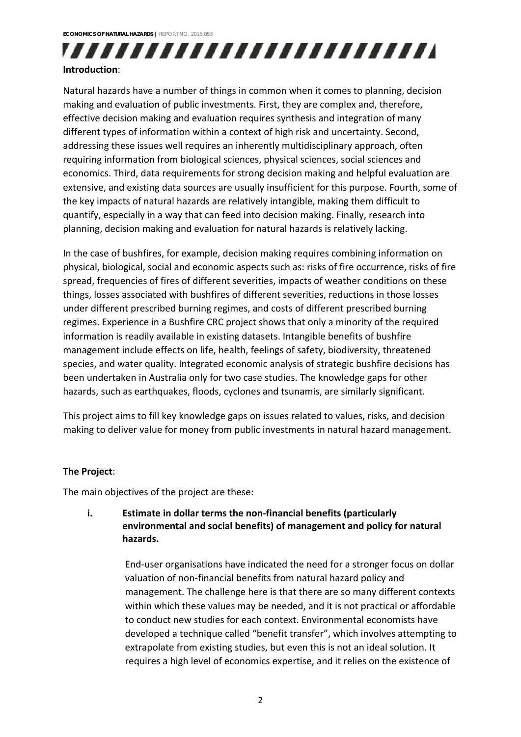**Introduction**:

Natural hazards have a number of things in common when it comes to planning, decision making and evaluation of public investments. First, they are complex and, therefore, effective decision making and evaluation requires synthesis and integration of many different types of information within a context of high risk and uncertainty. Second, addressing these issues well requires an inherently multidisciplinary approach, often requiring information from biological sciences, physical sciences, social sciences and economics. Third, data requirements for strong decision making and helpful evaluation are extensive, and existing data sources are usually insufficient for this purpose. Fourth, some of the key impacts of natural hazards are relatively intangible, making them difficult to quantify, especially in a way that can feed into decision making. Finally, research into planning, decision making and evaluation for natural hazards is relatively lacking.

In the case of bushfires, for example, decision making requires combining information on physical, biological, social and economic aspects such as: risks of fire occurrence, risks of fire spread, frequencies of fires of different severities, impacts of weather conditions on these things, losses associated with bushfires of different severities, reductions in those losses under different prescribed burning regimes, and costs of different prescribed burning regimes. Experience in a Bushfire CRC project shows that only a minority of the required information is readily available in existing datasets. Intangible benefits of bushfire management include effects on life, health, feelings of safety, biodiversity, threatened species, and water quality. Integrated economic analysis of strategic bushfire decisions has been undertaken in Australia only for two case studies. The knowledge gaps for other hazards, such as earthquakes, floods, cyclones and tsunamis, are similarly significant.

This project aims to fill key knowledge gaps on issues related to values, risks, and decision making to deliver value for money from public investments in natural hazard management.

**The Project**:

The main objectives of the project are these:

i. **Estimate in dollar terms the non-financial benefits (particularly environmental and social benefits) of management and policy for natural hazards.**

   End-user organisations have indicated the need for a stronger focus on dollar valuation of non-financial benefits from natural hazard policy and management. The challenge here is that there are so many different contexts within which these values may be needed, and it is not practical or affordable to conduct new studies for each context. Environmental economists have developed a technique called "benefit transfer", which involves attempting to extrapolate from existing studies, but even this is not an ideal solution. It requires a high level of economics expertise, and it relies on the existence of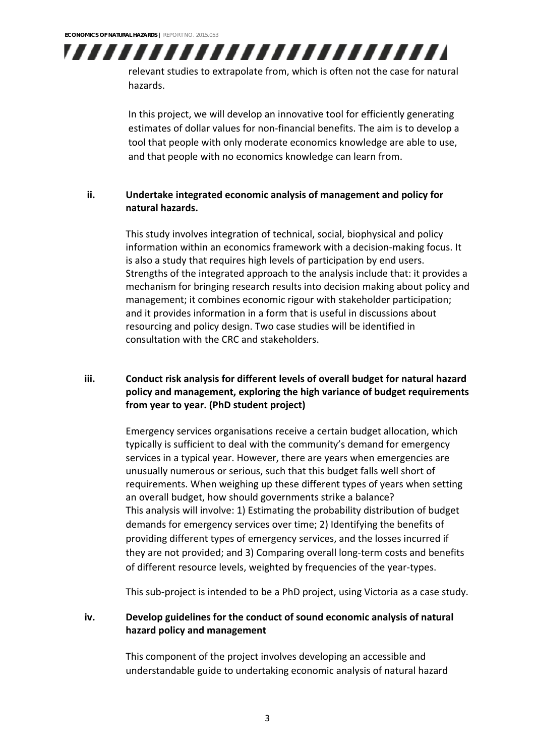relevant studies to extrapolate from, which is often not the case for natural hazards.

In this project, we will develop an innovative tool for efficiently generating estimates of dollar values for non-financial benefits. The aim is to develop a tool that people with only moderate economics knowledge are able to use, and that people with no economics knowledge can learn from.

### ii. Undertake integrated economic analysis of management and policy for natural hazards.

This study involves integration of technical, social, biophysical and policy information within an economics framework with a decision-making focus. It is also a study that requires high levels of participation by end users. Strengths of the integrated approach to the analysis include that: it provides a mechanism for bringing research results into decision making about policy and management; it combines economic rigour with stakeholder participation; and it provides information in a form that is useful in discussions about resourcing and policy design. Two case studies will be identified in consultation with the CRC and stakeholders.

### iii. Conduct risk analysis for different levels of overall budget for natural hazard policy and management, exploring the high variance of budget requirements from year to year. (PhD student project)

Emergency services organisations receive a certain budget allocation, which typically is sufficient to deal with the community's demand for emergency services in a typical year. However, there are years when emergencies are unusually numerous or serious, such that this budget falls well short of requirements. When weighing up these different types of years when setting an overall budget, how should governments strike a balance?
This analysis will involve: 1) Estimating the probability distribution of budget demands for emergency services over time; 2) Identifying the benefits of providing different types of emergency services, and the losses incurred if they are not provided; and 3) Comparing overall long-term costs and benefits of different resource levels, weighted by frequencies of the year-types.

This sub-project is intended to be a PhD project, using Victoria as a case study.

### iv. Develop guidelines for the conduct of sound economic analysis of natural hazard policy and management

This component of the project involves developing an accessible and understandable guide to undertaking economic analysis of natural hazard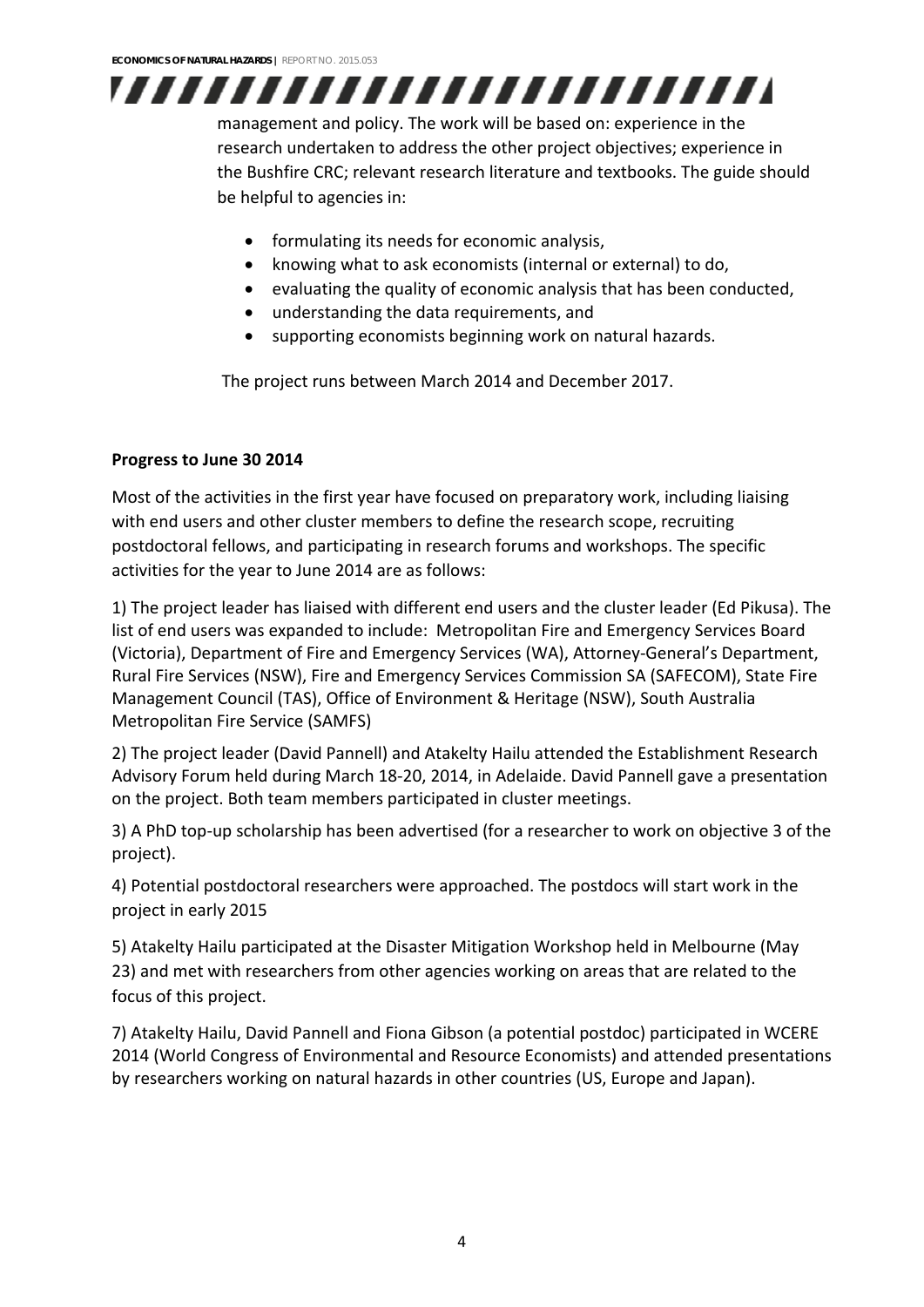management and policy. The work will be based on: experience in the research undertaken to address the other project objectives; experience in the Bushfire CRC; relevant research literature and textbooks. The guide should be helpful to agencies in:

- formulating its needs for economic analysis,
- knowing what to ask economists (internal or external) to do,
- evaluating the quality of economic analysis that has been conducted,
- understanding the data requirements, and
- supporting economists beginning work on natural hazards.

The project runs between March 2014 and December 2017.

**Progress to June 30 2014**

Most of the activities in the first year have focused on preparatory work, including liaising with end users and other cluster members to define the research scope, recruiting postdoctoral fellows, and participating in research forums and workshops. The specific activities for the year to June 2014 are as follows:

1) The project leader has liaised with different end users and the cluster leader (Ed Pikusa). The list of end users was expanded to include: Metropolitan Fire and Emergency Services Board (Victoria), Department of Fire and Emergency Services (WA), Attorney-General's Department, Rural Fire Services (NSW), Fire and Emergency Services Commission SA (SAFECOM), State Fire Management Council (TAS), Office of Environment & Heritage (NSW), South Australia Metropolitan Fire Service (SAMFS)

2) The project leader (David Pannell) and Atakelty Hailu attended the Establishment Research Advisory Forum held during March 18-20, 2014, in Adelaide. David Pannell gave a presentation on the project. Both team members participated in cluster meetings.

3) A PhD top-up scholarship has been advertised (for a researcher to work on objective 3 of the project).

4) Potential postdoctoral researchers were approached. The postdocs will start work in the project in early 2015

5) Atakelty Hailu participated at the Disaster Mitigation Workshop held in Melbourne (May 23) and met with researchers from other agencies working on areas that are related to the focus of this project.

7) Atakelty Hailu, David Pannell and Fiona Gibson (a potential postdoc) participated in WCERE 2014 (World Congress of Environmental and Resource Economists) and attended presentations by researchers working on natural hazards in other countries (US, Europe and Japan).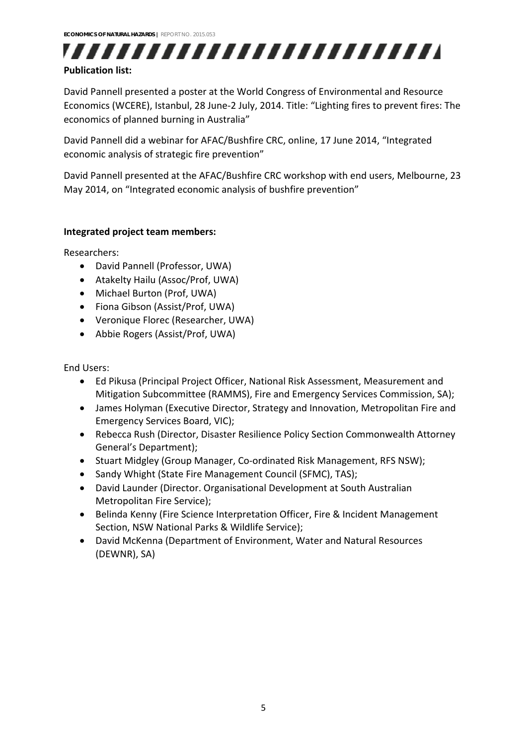**Publication list:**

David Pannell presented a poster at the World Congress of Environmental and Resource Economics (WCERE), Istanbul, 28 June-2 July, 2014. Title: "Lighting fires to prevent fires: The economics of planned burning in Australia"

David Pannell did a webinar for AFAC/Bushfire CRC, online, 17 June 2014, "Integrated economic analysis of strategic fire prevention"

David Pannell presented at the AFAC/Bushfire CRC workshop with end users, Melbourne, 23 May 2014, on "Integrated economic analysis of bushfire prevention"

**Integrated project team members:**

Researchers:

- David Pannell (Professor, UWA)
- Atakelty Hailu (Assoc/Prof, UWA)
- Michael Burton (Prof, UWA)
- Fiona Gibson (Assist/Prof, UWA)
- Veronique Florec (Researcher, UWA)
- Abbie Rogers (Assist/Prof, UWA)

End Users:

- Ed Pikusa (Principal Project Officer, National Risk Assessment, Measurement and Mitigation Subcommittee (RAMMS), Fire and Emergency Services Commission, SA);
- James Holyman (Executive Director, Strategy and Innovation, Metropolitan Fire and Emergency Services Board, VIC);
- Rebecca Rush (Director, Disaster Resilience Policy Section Commonwealth Attorney General's Department);
- Stuart Midgley (Group Manager, Co-ordinated Risk Management, RFS NSW);
- Sandy Whight (State Fire Management Council (SFMC), TAS);
- David Launder (Director. Organisational Development at South Australian Metropolitan Fire Service);
- Belinda Kenny (Fire Science Interpretation Officer, Fire & Incident Management Section, NSW National Parks & Wildlife Service);
- David McKenna (Department of Environment, Water and Natural Resources (DEWNR), SA)